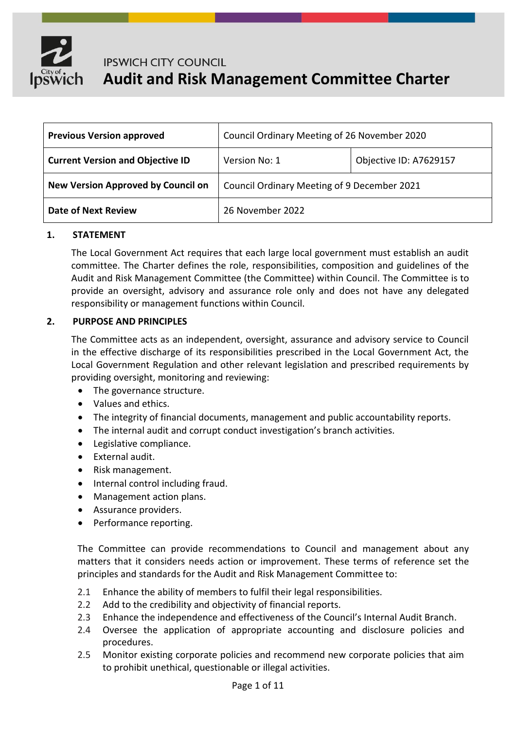IPSWICH CITY COUNCIL

# Audit and Risk Management Committee Charter

| **Previous Version approved** | Council Ordinary Meeting of 26 November 2020 | |
|---|---|---|
| **Current Version and Objective ID** | Version No: 1 | Objective ID: A7629157 |
| **New Version Approved by Council on** | Council Ordinary Meeting of 9 December 2021 | |
| **Date of Next Review** | 26 November 2022 | |

## 1. STATEMENT

The Local Government Act requires that each large local government must establish an audit committee. The Charter defines the role, responsibilities, composition and guidelines of the Audit and Risk Management Committee (the Committee) within Council. The Committee is to provide an oversight, advisory and assurance role only and does not have any delegated responsibility or management functions within Council.

## 2. PURPOSE AND PRINCIPLES

The Committee acts as an independent, oversight, assurance and advisory service to Council in the effective discharge of its responsibilities prescribed in the Local Government Act, the Local Government Regulation and other relevant legislation and prescribed requirements by providing oversight, monitoring and reviewing:

- The governance structure.
- Values and ethics.
- The integrity of financial documents, management and public accountability reports.
- The internal audit and corrupt conduct investigation's branch activities.
- Legislative compliance.
- External audit.
- Risk management.
- Internal control including fraud.
- Management action plans.
- Assurance providers.
- Performance reporting.

The Committee can provide recommendations to Council and management about any matters that it considers needs action or improvement. These terms of reference set the principles and standards for the Audit and Risk Management Committee to:

2.1 Enhance the ability of members to fulfil their legal responsibilities.

2.2 Add to the credibility and objectivity of financial reports.

2.3 Enhance the independence and effectiveness of the Council's Internal Audit Branch.

2.4 Oversee the application of appropriate accounting and disclosure policies and procedures.

2.5 Monitor existing corporate policies and recommend new corporate policies that aim to prohibit unethical, questionable or illegal activities.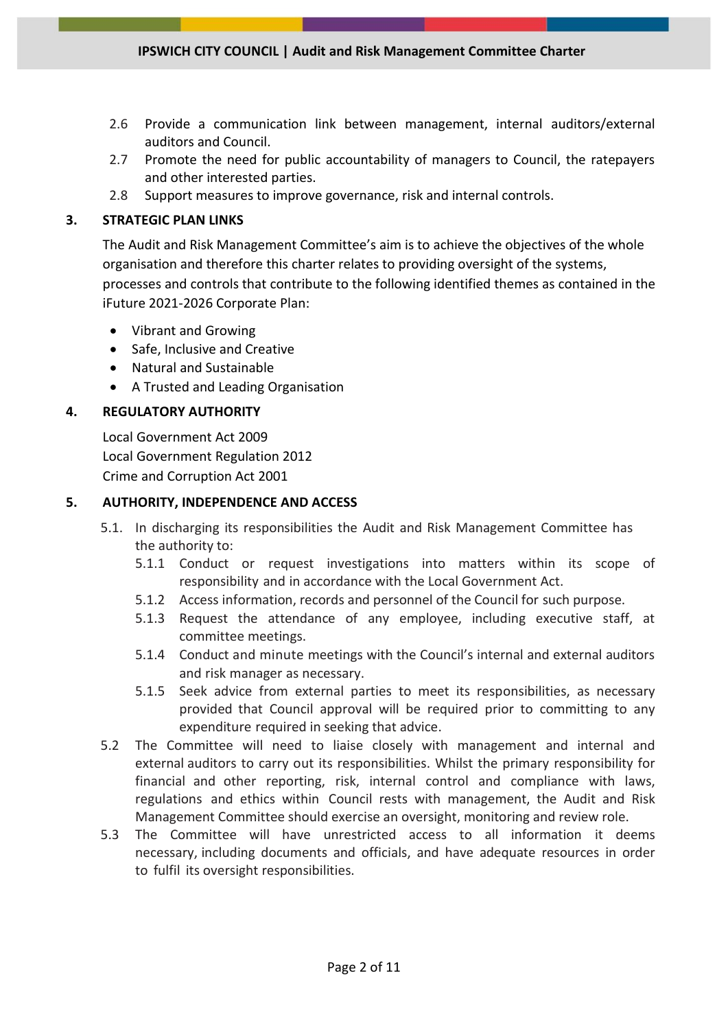2.6 Provide a communication link between management, internal auditors/external auditors and Council.

2.7 Promote the need for public accountability of managers to Council, the ratepayers and other interested parties.

2.8 Support measures to improve governance, risk and internal controls.

## 3. STRATEGIC PLAN LINKS

The Audit and Risk Management Committee's aim is to achieve the objectives of the whole organisation and therefore this charter relates to providing oversight of the systems, processes and controls that contribute to the following identified themes as contained in the iFuture 2021-2026 Corporate Plan:

- Vibrant and Growing
- Safe, Inclusive and Creative
- Natural and Sustainable
- A Trusted and Leading Organisation

## 4. REGULATORY AUTHORITY

Local Government Act 2009
Local Government Regulation 2012
Crime and Corruption Act 2001

## 5. AUTHORITY, INDEPENDENCE AND ACCESS

5.1. In discharging its responsibilities the Audit and Risk Management Committee has the authority to:

5.1.1 Conduct or request investigations into matters within its scope of responsibility and in accordance with the Local Government Act.

5.1.2 Access information, records and personnel of the Council for such purpose.

5.1.3 Request the attendance of any employee, including executive staff, at committee meetings.

5.1.4 Conduct and minute meetings with the Council's internal and external auditors and risk manager as necessary.

5.1.5 Seek advice from external parties to meet its responsibilities, as necessary provided that Council approval will be required prior to committing to any expenditure required in seeking that advice.

5.2 The Committee will need to liaise closely with management and internal and external auditors to carry out its responsibilities. Whilst the primary responsibility for financial and other reporting, risk, internal control and compliance with laws, regulations and ethics within Council rests with management, the Audit and Risk Management Committee should exercise an oversight, monitoring and review role.

5.3 The Committee will have unrestricted access to all information it deems necessary, including documents and officials, and have adequate resources in order to fulfil its oversight responsibilities.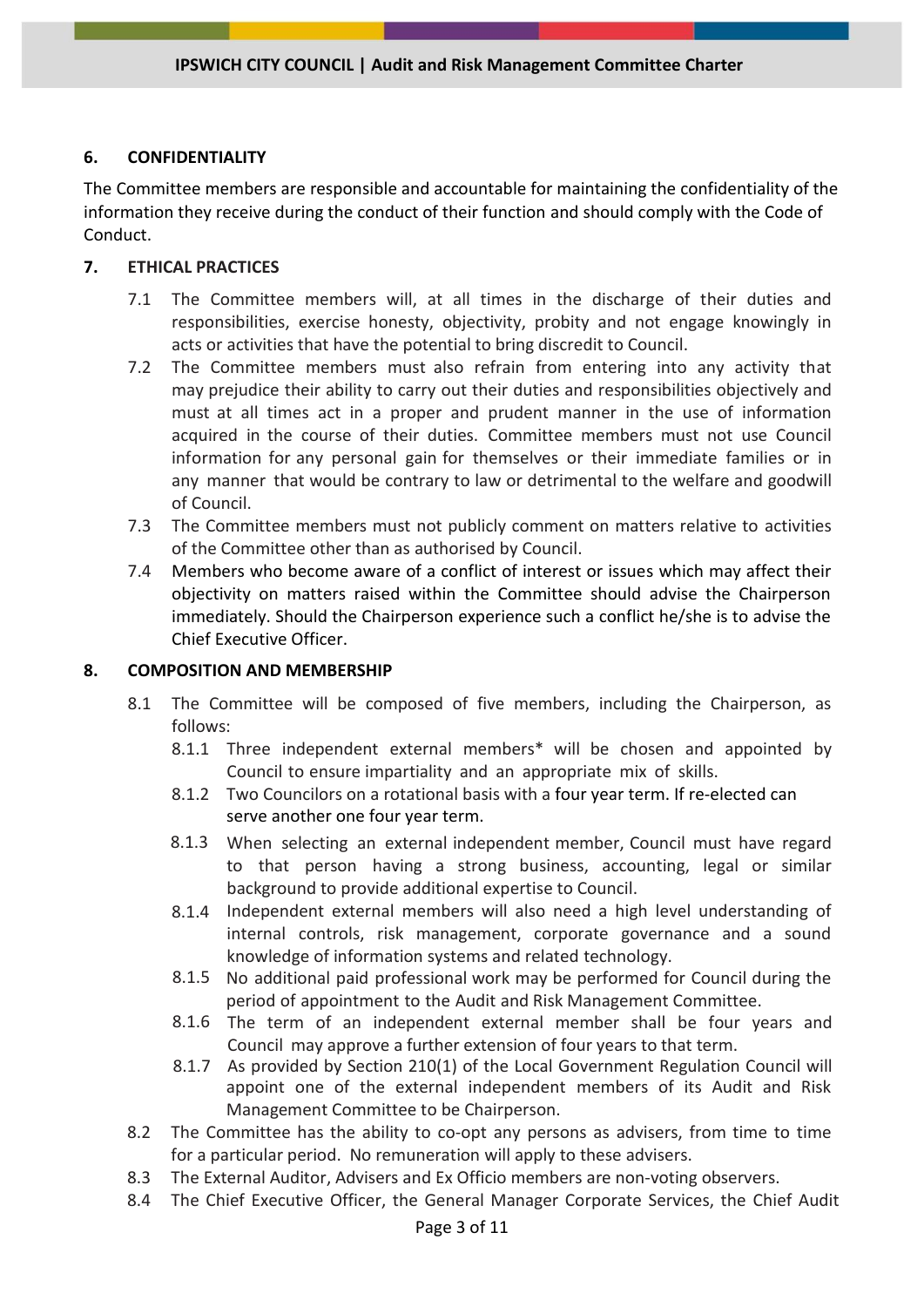## 6. CONFIDENTIALITY

The Committee members are responsible and accountable for maintaining the confidentiality of the information they receive during the conduct of their function and should comply with the Code of Conduct.

## 7. ETHICAL PRACTICES

7.1 The Committee members will, at all times in the discharge of their duties and responsibilities, exercise honesty, objectivity, probity and not engage knowingly in acts or activities that have the potential to bring discredit to Council.

7.2 The Committee members must also refrain from entering into any activity that may prejudice their ability to carry out their duties and responsibilities objectively and must at all times act in a proper and prudent manner in the use of information acquired in the course of their duties. Committee members must not use Council information for any personal gain for themselves or their immediate families or in any manner that would be contrary to law or detrimental to the welfare and goodwill of Council.

7.3 The Committee members must not publicly comment on matters relative to activities of the Committee other than as authorised by Council.

7.4 Members who become aware of a conflict of interest or issues which may affect their objectivity on matters raised within the Committee should advise the Chairperson immediately. Should the Chairperson experience such a conflict he/she is to advise the Chief Executive Officer.

## 8. COMPOSITION AND MEMBERSHIP

8.1 The Committee will be composed of five members, including the Chairperson, as follows:

- 8.1.1 Three independent external members* will be chosen and appointed by Council to ensure impartiality and an appropriate mix of skills.
- 8.1.2 Two Councilors on a rotational basis with a four year term. If re-elected can serve another one four year term.
- 8.1.3 When selecting an external independent member, Council must have regard to that person having a strong business, accounting, legal or similar background to provide additional expertise to Council.
- 8.1.4 Independent external members will also need a high level understanding of internal controls, risk management, corporate governance and a sound knowledge of information systems and related technology.
- 8.1.5 No additional paid professional work may be performed for Council during the period of appointment to the Audit and Risk Management Committee.
- 8.1.6 The term of an independent external member shall be four years and Council may approve a further extension of four years to that term.
- 8.1.7 As provided by Section 210(1) of the Local Government Regulation Council will appoint one of the external independent members of its Audit and Risk Management Committee to be Chairperson.

8.2 The Committee has the ability to co-opt any persons as advisers, from time to time for a particular period. No remuneration will apply to these advisers.

8.3 The External Auditor, Advisers and Ex Officio members are non-voting observers.

8.4 The Chief Executive Officer, the General Manager Corporate Services, the Chief Audit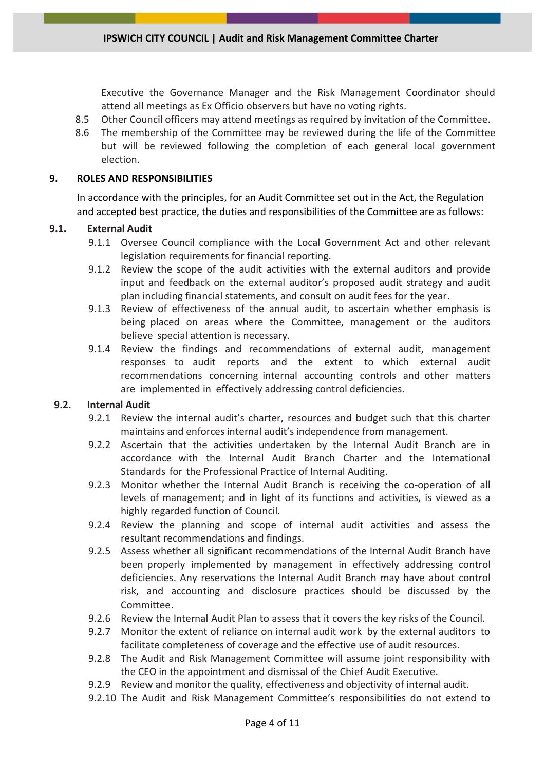Executive the Governance Manager and the Risk Management Coordinator should attend all meetings as Ex Officio observers but have no voting rights.

8.5 Other Council officers may attend meetings as required by invitation of the Committee.

8.6 The membership of the Committee may be reviewed during the life of the Committee but will be reviewed following the completion of each general local government election.

## 9. ROLES AND RESPONSIBILITIES

In accordance with the principles, for an Audit Committee set out in the Act, the Regulation and accepted best practice, the duties and responsibilities of the Committee are as follows:

### 9.1. External Audit

9.1.1 Oversee Council compliance with the Local Government Act and other relevant legislation requirements for financial reporting.

9.1.2 Review the scope of the audit activities with the external auditors and provide input and feedback on the external auditor's proposed audit strategy and audit plan including financial statements, and consult on audit fees for the year.

9.1.3 Review of effectiveness of the annual audit, to ascertain whether emphasis is being placed on areas where the Committee, management or the auditors believe special attention is necessary.

9.1.4 Review the findings and recommendations of external audit, management responses to audit reports and the extent to which external audit recommendations concerning internal accounting controls and other matters are implemented in effectively addressing control deficiencies.

### 9.2. Internal Audit

9.2.1 Review the internal audit's charter, resources and budget such that this charter maintains and enforces internal audit's independence from management.

9.2.2 Ascertain that the activities undertaken by the Internal Audit Branch are in accordance with the Internal Audit Branch Charter and the International Standards for the Professional Practice of Internal Auditing.

9.2.3 Monitor whether the Internal Audit Branch is receiving the co-operation of all levels of management; and in light of its functions and activities, is viewed as a highly regarded function of Council.

9.2.4 Review the planning and scope of internal audit activities and assess the resultant recommendations and findings.

9.2.5 Assess whether all significant recommendations of the Internal Audit Branch have been properly implemented by management in effectively addressing control deficiencies. Any reservations the Internal Audit Branch may have about control risk, and accounting and disclosure practices should be discussed by the Committee.

9.2.6 Review the Internal Audit Plan to assess that it covers the key risks of the Council.

9.2.7 Monitor the extent of reliance on internal audit work by the external auditors to facilitate completeness of coverage and the effective use of audit resources.

9.2.8 The Audit and Risk Management Committee will assume joint responsibility with the CEO in the appointment and dismissal of the Chief Audit Executive.

9.2.9 Review and monitor the quality, effectiveness and objectivity of internal audit.

9.2.10 The Audit and Risk Management Committee's responsibilities do not extend to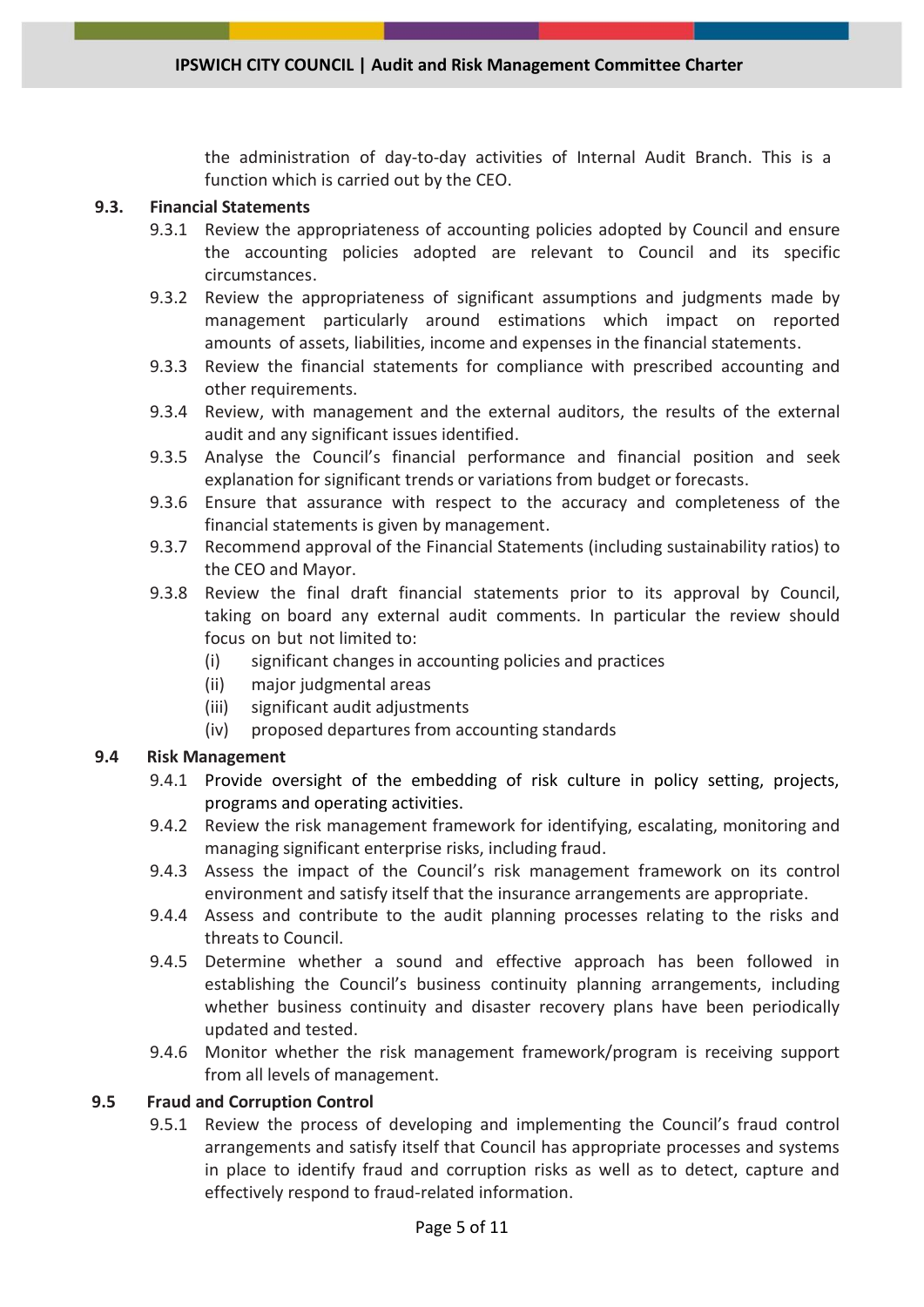the administration of day-to-day activities of Internal Audit Branch. This is a function which is carried out by the CEO.

### 9.3. Financial Statements

9.3.1 Review the appropriateness of accounting policies adopted by Council and ensure the accounting policies adopted are relevant to Council and its specific circumstances.

9.3.2 Review the appropriateness of significant assumptions and judgments made by management particularly around estimations which impact on reported amounts of assets, liabilities, income and expenses in the financial statements.

9.3.3 Review the financial statements for compliance with prescribed accounting and other requirements.

9.3.4 Review, with management and the external auditors, the results of the external audit and any significant issues identified.

9.3.5 Analyse the Council's financial performance and financial position and seek explanation for significant trends or variations from budget or forecasts.

9.3.6 Ensure that assurance with respect to the accuracy and completeness of the financial statements is given by management.

9.3.7 Recommend approval of the Financial Statements (including sustainability ratios) to the CEO and Mayor.

9.3.8 Review the final draft financial statements prior to its approval by Council, taking on board any external audit comments. In particular the review should focus on but not limited to:

- (i) significant changes in accounting policies and practices
- (ii) major judgmental areas
- (iii) significant audit adjustments
- (iv) proposed departures from accounting standards

### 9.4 Risk Management

9.4.1 Provide oversight of the embedding of risk culture in policy setting, projects, programs and operating activities.

9.4.2 Review the risk management framework for identifying, escalating, monitoring and managing significant enterprise risks, including fraud.

9.4.3 Assess the impact of the Council's risk management framework on its control environment and satisfy itself that the insurance arrangements are appropriate.

9.4.4 Assess and contribute to the audit planning processes relating to the risks and threats to Council.

9.4.5 Determine whether a sound and effective approach has been followed in establishing the Council's business continuity planning arrangements, including whether business continuity and disaster recovery plans have been periodically updated and tested.

9.4.6 Monitor whether the risk management framework/program is receiving support from all levels of management.

### 9.5 Fraud and Corruption Control

9.5.1 Review the process of developing and implementing the Council's fraud control arrangements and satisfy itself that Council has appropriate processes and systems in place to identify fraud and corruption risks as well as to detect, capture and effectively respond to fraud-related information.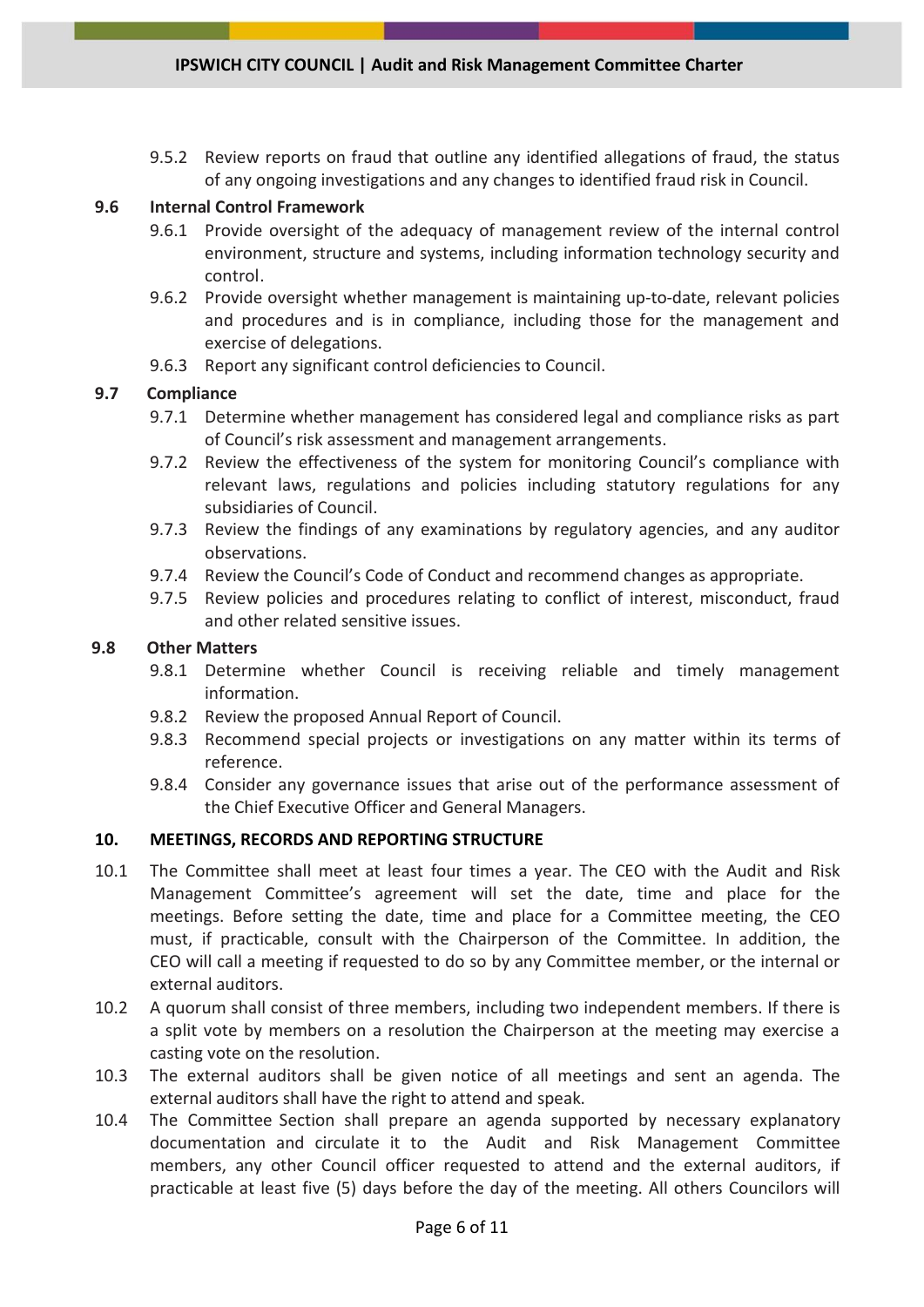9.5.2 Review reports on fraud that outline any identified allegations of fraud, the status of any ongoing investigations and any changes to identified fraud risk in Council.

### 9.6 Internal Control Framework

9.6.1 Provide oversight of the adequacy of management review of the internal control environment, structure and systems, including information technology security and control.

9.6.2 Provide oversight whether management is maintaining up-to-date, relevant policies and procedures and is in compliance, including those for the management and exercise of delegations.

9.6.3 Report any significant control deficiencies to Council.

### 9.7 Compliance

9.7.1 Determine whether management has considered legal and compliance risks as part of Council's risk assessment and management arrangements.

9.7.2 Review the effectiveness of the system for monitoring Council's compliance with relevant laws, regulations and policies including statutory regulations for any subsidiaries of Council.

9.7.3 Review the findings of any examinations by regulatory agencies, and any auditor observations.

9.7.4 Review the Council's Code of Conduct and recommend changes as appropriate.

9.7.5 Review policies and procedures relating to conflict of interest, misconduct, fraud and other related sensitive issues.

### 9.8 Other Matters

9.8.1 Determine whether Council is receiving reliable and timely management information.

9.8.2 Review the proposed Annual Report of Council.

9.8.3 Recommend special projects or investigations on any matter within its terms of reference.

9.8.4 Consider any governance issues that arise out of the performance assessment of the Chief Executive Officer and General Managers.

## 10. MEETINGS, RECORDS AND REPORTING STRUCTURE

10.1 The Committee shall meet at least four times a year. The CEO with the Audit and Risk Management Committee's agreement will set the date, time and place for the meetings. Before setting the date, time and place for a Committee meeting, the CEO must, if practicable, consult with the Chairperson of the Committee. In addition, the CEO will call a meeting if requested to do so by any Committee member, or the internal or external auditors.

10.2 A quorum shall consist of three members, including two independent members. If there is a split vote by members on a resolution the Chairperson at the meeting may exercise a casting vote on the resolution.

10.3 The external auditors shall be given notice of all meetings and sent an agenda. The external auditors shall have the right to attend and speak.

10.4 The Committee Section shall prepare an agenda supported by necessary explanatory documentation and circulate it to the Audit and Risk Management Committee members, any other Council officer requested to attend and the external auditors, if practicable at least five (5) days before the day of the meeting. All others Councilors will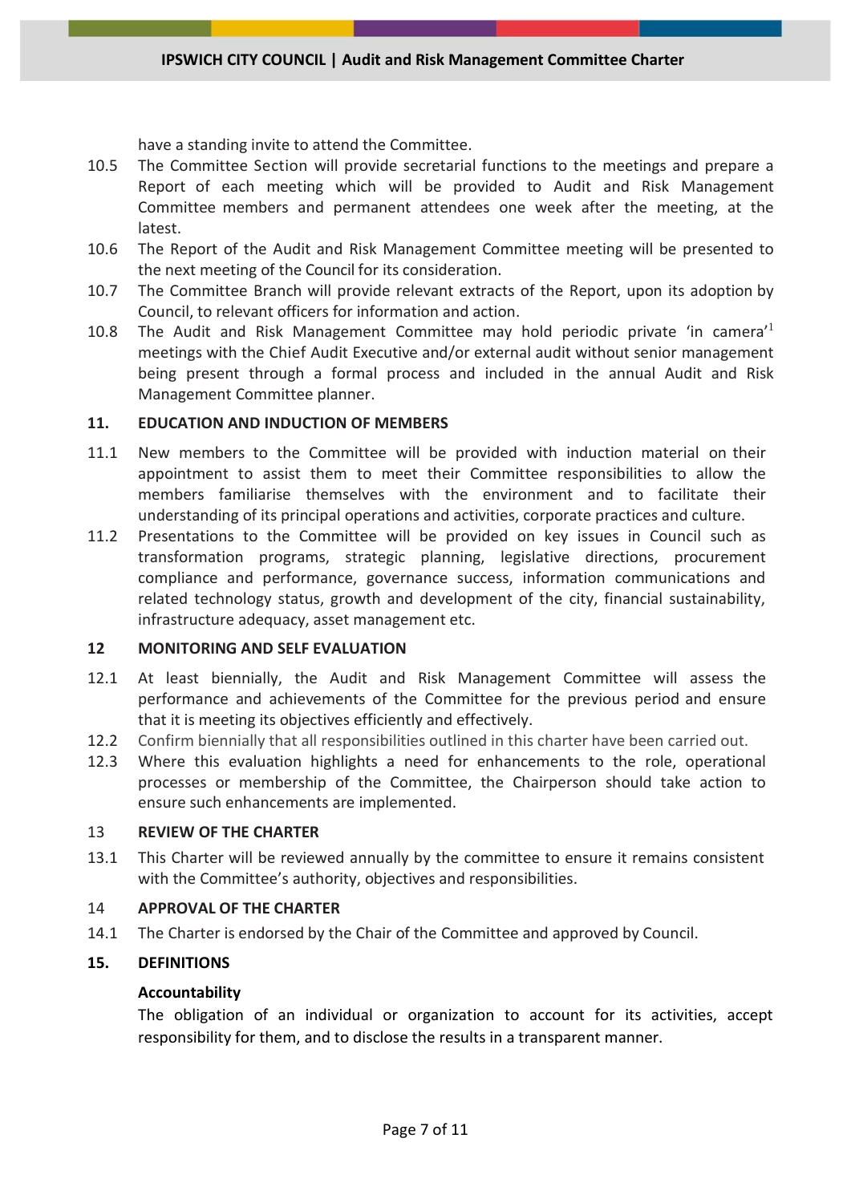have a standing invite to attend the Committee.

10.5 The Committee Section will provide secretarial functions to the meetings and prepare a Report of each meeting which will be provided to Audit and Risk Management Committee members and permanent attendees one week after the meeting, at the latest.

10.6 The Report of the Audit and Risk Management Committee meeting will be presented to the next meeting of the Council for its consideration.

10.7 The Committee Branch will provide relevant extracts of the Report, upon its adoption by Council, to relevant officers for information and action.

10.8 The Audit and Risk Management Committee may hold periodic private 'in camera'[1] meetings with the Chief Audit Executive and/or external audit without senior management being present through a formal process and included in the annual Audit and Risk Management Committee planner.

### 11. EDUCATION AND INDUCTION OF MEMBERS

11.1 New members to the Committee will be provided with induction material on their appointment to assist them to meet their Committee responsibilities to allow the members familiarise themselves with the environment and to facilitate their understanding of its principal operations and activities, corporate practices and culture.

11.2 Presentations to the Committee will be provided on key issues in Council such as transformation programs, strategic planning, legislative directions, procurement compliance and performance, governance success, information communications and related technology status, growth and development of the city, financial sustainability, infrastructure adequacy, asset management etc.

### 12 MONITORING AND SELF EVALUATION

12.1 At least biennially, the Audit and Risk Management Committee will assess the performance and achievements of the Committee for the previous period and ensure that it is meeting its objectives efficiently and effectively.

12.2 Confirm biennially that all responsibilities outlined in this charter have been carried out.

12.3 Where this evaluation highlights a need for enhancements to the role, operational processes or membership of the Committee, the Chairperson should take action to ensure such enhancements are implemented.

### 13 REVIEW OF THE CHARTER

13.1 This Charter will be reviewed annually by the committee to ensure it remains consistent with the Committee's authority, objectives and responsibilities.

### 14 APPROVAL OF THE CHARTER

14.1 The Charter is endorsed by the Chair of the Committee and approved by Council.

### 15. DEFINITIONS

**Accountability**

The obligation of an individual or organization to account for its activities, accept responsibility for them, and to disclose the results in a transparent manner.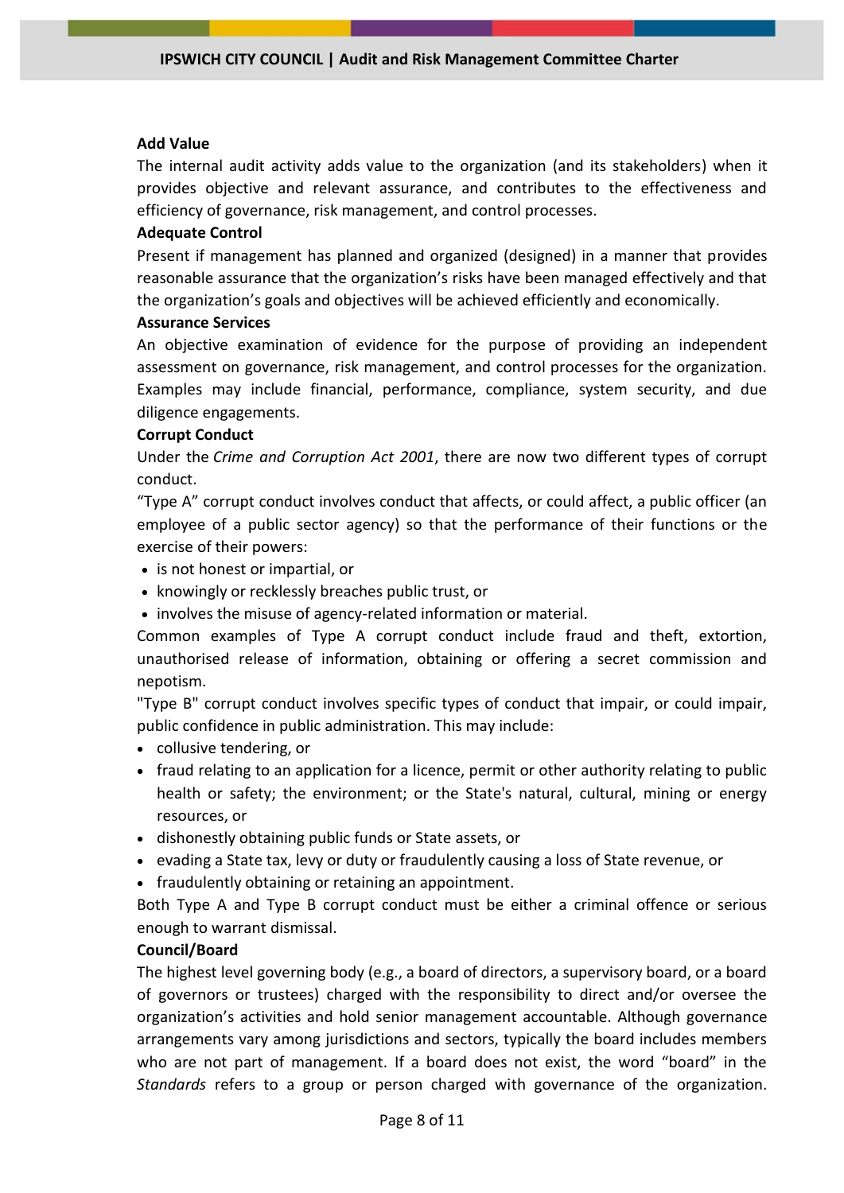**Add Value**

The internal audit activity adds value to the organization (and its stakeholders) when it provides objective and relevant assurance, and contributes to the effectiveness and efficiency of governance, risk management, and control processes.

**Adequate Control**

Present if management has planned and organized (designed) in a manner that provides reasonable assurance that the organization's risks have been managed effectively and that the organization's goals and objectives will be achieved efficiently and economically.

**Assurance Services**

An objective examination of evidence for the purpose of providing an independent assessment on governance, risk management, and control processes for the organization. Examples may include financial, performance, compliance, system security, and due diligence engagements.

**Corrupt Conduct**

Under the *Crime and Corruption Act 2001*, there are now two different types of corrupt conduct.

"Type A" corrupt conduct involves conduct that affects, or could affect, a public officer (an employee of a public sector agency) so that the performance of their functions or the exercise of their powers:

- is not honest or impartial, or
- knowingly or recklessly breaches public trust, or
- involves the misuse of agency-related information or material.

Common examples of Type A corrupt conduct include fraud and theft, extortion, unauthorised release of information, obtaining or offering a secret commission and nepotism.

"Type B" corrupt conduct involves specific types of conduct that impair, or could impair, public confidence in public administration. This may include:

- collusive tendering, or
- fraud relating to an application for a licence, permit or other authority relating to public health or safety; the environment; or the State's natural, cultural, mining or energy resources, or
- dishonestly obtaining public funds or State assets, or
- evading a State tax, levy or duty or fraudulently causing a loss of State revenue, or
- fraudulently obtaining or retaining an appointment.

Both Type A and Type B corrupt conduct must be either a criminal offence or serious enough to warrant dismissal.

**Council/Board**

The highest level governing body (e.g., a board of directors, a supervisory board, or a board of governors or trustees) charged with the responsibility to direct and/or oversee the organization's activities and hold senior management accountable. Although governance arrangements vary among jurisdictions and sectors, typically the board includes members who are not part of management. If a board does not exist, the word "board" in the *Standards* refers to a group or person charged with governance of the organization.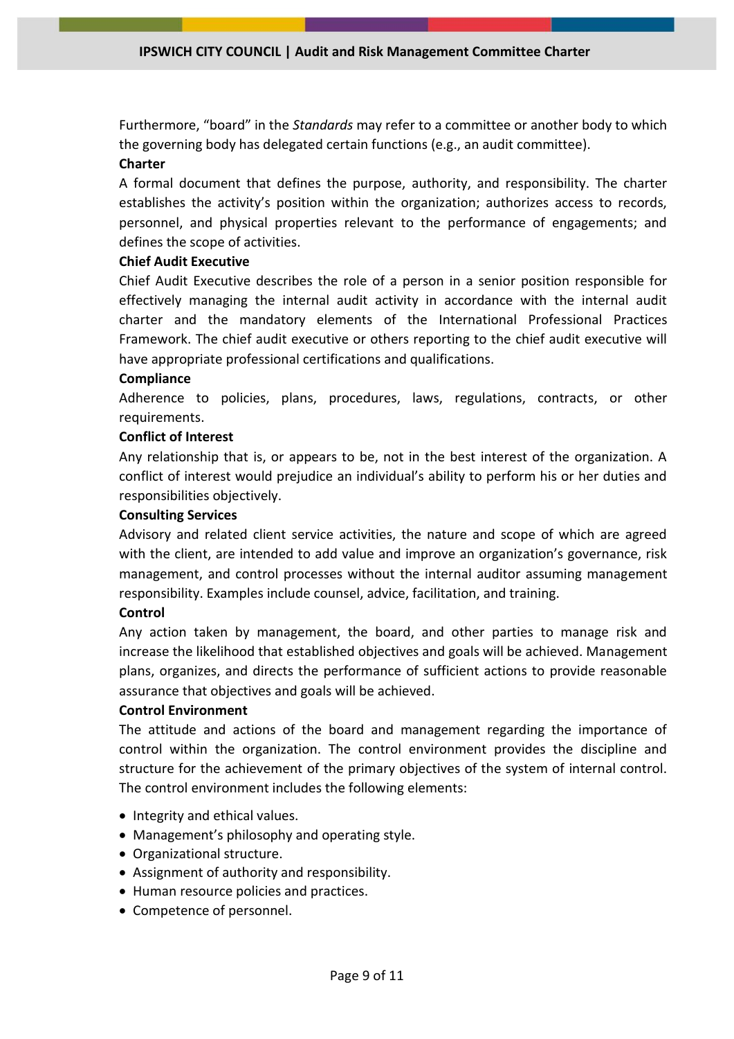Furthermore, "board" in the *Standards* may refer to a committee or another body to which the governing body has delegated certain functions (e.g., an audit committee).

**Charter**

A formal document that defines the purpose, authority, and responsibility. The charter establishes the activity's position within the organization; authorizes access to records, personnel, and physical properties relevant to the performance of engagements; and defines the scope of activities.

**Chief Audit Executive**

Chief Audit Executive describes the role of a person in a senior position responsible for effectively managing the internal audit activity in accordance with the internal audit charter and the mandatory elements of the International Professional Practices Framework. The chief audit executive or others reporting to the chief audit executive will have appropriate professional certifications and qualifications.

**Compliance**

Adherence to policies, plans, procedures, laws, regulations, contracts, or other requirements.

**Conflict of Interest**

Any relationship that is, or appears to be, not in the best interest of the organization. A conflict of interest would prejudice an individual's ability to perform his or her duties and responsibilities objectively.

**Consulting Services**

Advisory and related client service activities, the nature and scope of which are agreed with the client, are intended to add value and improve an organization's governance, risk management, and control processes without the internal auditor assuming management responsibility. Examples include counsel, advice, facilitation, and training.

**Control**

Any action taken by management, the board, and other parties to manage risk and increase the likelihood that established objectives and goals will be achieved. Management plans, organizes, and directs the performance of sufficient actions to provide reasonable assurance that objectives and goals will be achieved.

**Control Environment**

The attitude and actions of the board and management regarding the importance of control within the organization. The control environment provides the discipline and structure for the achievement of the primary objectives of the system of internal control. The control environment includes the following elements:

- Integrity and ethical values.
- Management's philosophy and operating style.
- Organizational structure.
- Assignment of authority and responsibility.
- Human resource policies and practices.
- Competence of personnel.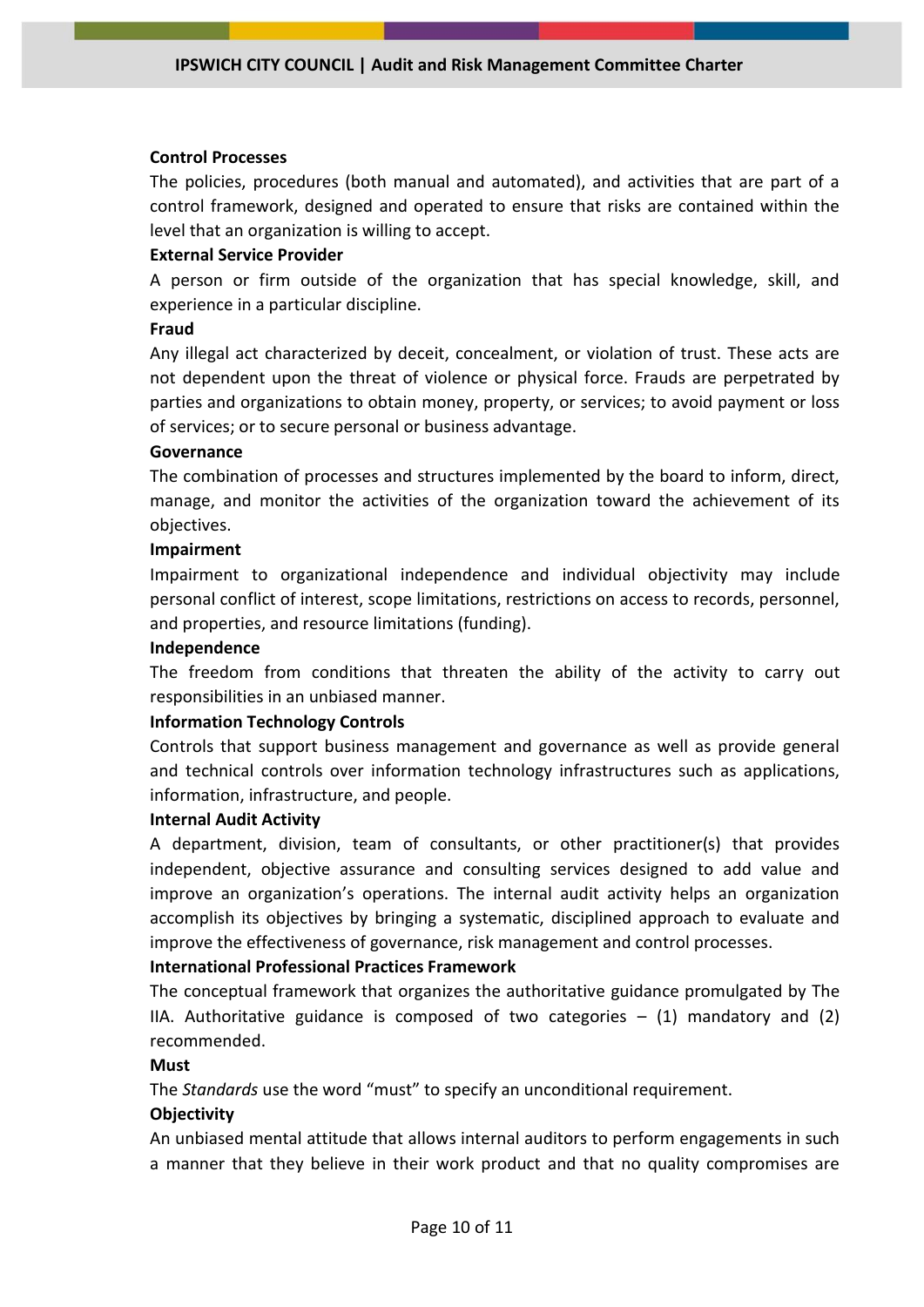**Control Processes**

The policies, procedures (both manual and automated), and activities that are part of a control framework, designed and operated to ensure that risks are contained within the level that an organization is willing to accept.

**External Service Provider**

A person or firm outside of the organization that has special knowledge, skill, and experience in a particular discipline.

**Fraud**

Any illegal act characterized by deceit, concealment, or violation of trust. These acts are not dependent upon the threat of violence or physical force. Frauds are perpetrated by parties and organizations to obtain money, property, or services; to avoid payment or loss of services; or to secure personal or business advantage.

**Governance**

The combination of processes and structures implemented by the board to inform, direct, manage, and monitor the activities of the organization toward the achievement of its objectives.

**Impairment**

Impairment to organizational independence and individual objectivity may include personal conflict of interest, scope limitations, restrictions on access to records, personnel, and properties, and resource limitations (funding).

**Independence**

The freedom from conditions that threaten the ability of the activity to carry out responsibilities in an unbiased manner.

**Information Technology Controls**

Controls that support business management and governance as well as provide general and technical controls over information technology infrastructures such as applications, information, infrastructure, and people.

**Internal Audit Activity**

A department, division, team of consultants, or other practitioner(s) that provides independent, objective assurance and consulting services designed to add value and improve an organization's operations. The internal audit activity helps an organization accomplish its objectives by bringing a systematic, disciplined approach to evaluate and improve the effectiveness of governance, risk management and control processes.

**International Professional Practices Framework**

The conceptual framework that organizes the authoritative guidance promulgated by The IIA. Authoritative guidance is composed of two categories – (1) mandatory and (2) recommended.

**Must**

The *Standards* use the word "must" to specify an unconditional requirement.

**Objectivity**

An unbiased mental attitude that allows internal auditors to perform engagements in such a manner that they believe in their work product and that no quality compromises are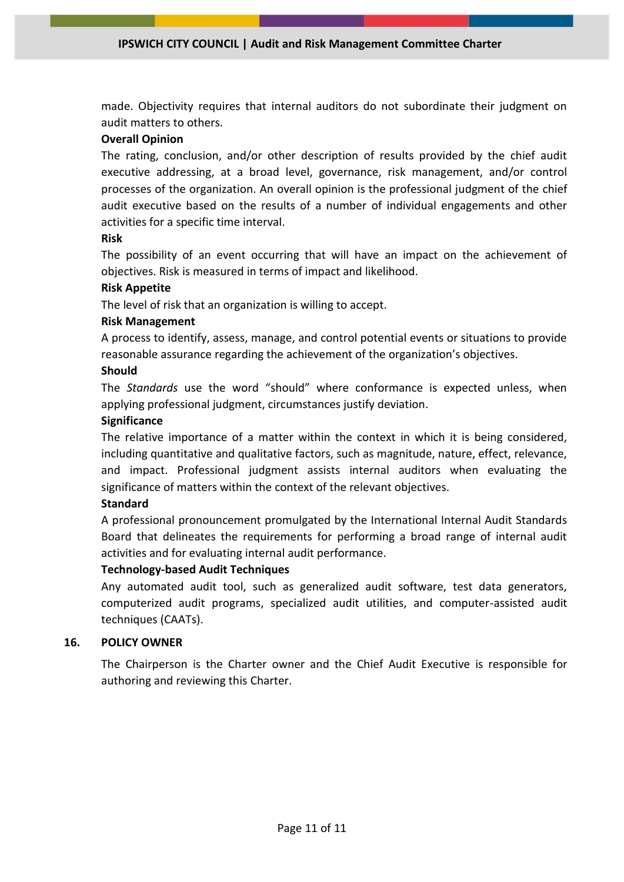made. Objectivity requires that internal auditors do not subordinate their judgment on audit matters to others.

**Overall Opinion**

The rating, conclusion, and/or other description of results provided by the chief audit executive addressing, at a broad level, governance, risk management, and/or control processes of the organization. An overall opinion is the professional judgment of the chief audit executive based on the results of a number of individual engagements and other activities for a specific time interval.

**Risk**

The possibility of an event occurring that will have an impact on the achievement of objectives. Risk is measured in terms of impact and likelihood.

**Risk Appetite**

The level of risk that an organization is willing to accept.

**Risk Management**

A process to identify, assess, manage, and control potential events or situations to provide reasonable assurance regarding the achievement of the organization's objectives.

**Should**

The *Standards* use the word "should" where conformance is expected unless, when applying professional judgment, circumstances justify deviation.

**Significance**

The relative importance of a matter within the context in which it is being considered, including quantitative and qualitative factors, such as magnitude, nature, effect, relevance, and impact. Professional judgment assists internal auditors when evaluating the significance of matters within the context of the relevant objectives.

**Standard**

A professional pronouncement promulgated by the International Internal Audit Standards Board that delineates the requirements for performing a broad range of internal audit activities and for evaluating internal audit performance.

**Technology-based Audit Techniques**

Any automated audit tool, such as generalized audit software, test data generators, computerized audit programs, specialized audit utilities, and computer-assisted audit techniques (CAATs).

## 16. POLICY OWNER

The Chairperson is the Charter owner and the Chief Audit Executive is responsible for authoring and reviewing this Charter.